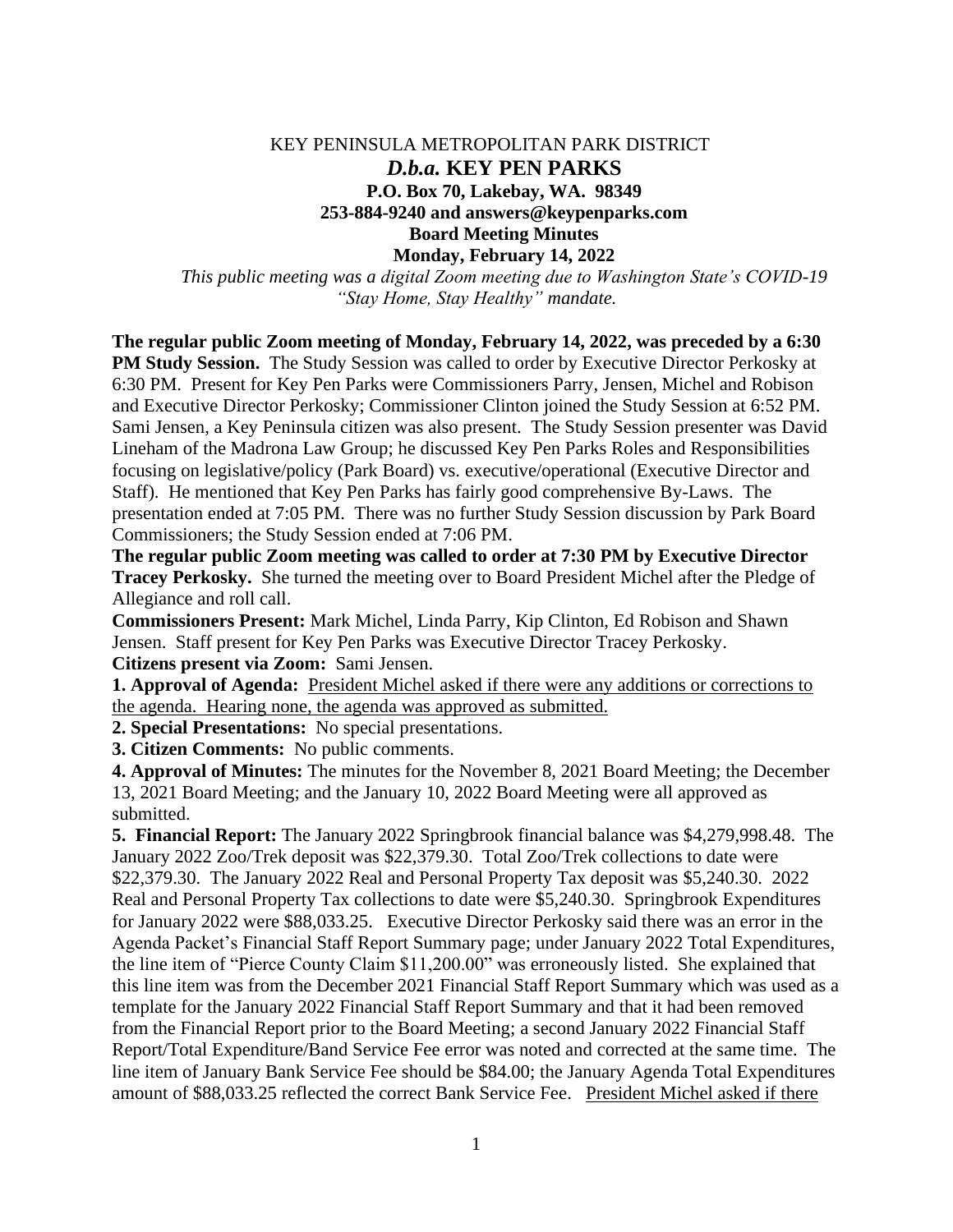KEY PENINSULA METROPOLITAN PARK DISTRICT

***D.b.a.* KEY PEN PARKS**

**P.O. Box 70, Lakebay, WA. 98349**

**253-884-9240 and answers@keypenparks.com**

**Board Meeting Minutes**

**Monday, February 14, 2022**

*This public meeting was a digital Zoom meeting due to Washington State's COVID-19 "Stay Home, Stay Healthy" mandate.*

**The regular public Zoom meeting of Monday, February 14, 2022, was preceded by a 6:30 PM Study Session.** The Study Session was called to order by Executive Director Perkosky at 6:30 PM. Present for Key Pen Parks were Commissioners Parry, Jensen, Michel and Robison and Executive Director Perkosky; Commissioner Clinton joined the Study Session at 6:52 PM. Sami Jensen, a Key Peninsula citizen was also present. The Study Session presenter was David Lineham of the Madrona Law Group; he discussed Key Pen Parks Roles and Responsibilities focusing on legislative/policy (Park Board) vs. executive/operational (Executive Director and Staff). He mentioned that Key Pen Parks has fairly good comprehensive By-Laws. The presentation ended at 7:05 PM. There was no further Study Session discussion by Park Board Commissioners; the Study Session ended at 7:06 PM.

**The regular public Zoom meeting was called to order at 7:30 PM by Executive Director Tracey Perkosky.** She turned the meeting over to Board President Michel after the Pledge of Allegiance and roll call.

**Commissioners Present:** Mark Michel, Linda Parry, Kip Clinton, Ed Robison and Shawn Jensen. Staff present for Key Pen Parks was Executive Director Tracey Perkosky.

**Citizens present via Zoom:** Sami Jensen.

**1. Approval of Agenda:** <u>President Michel asked if there were any additions or corrections to the agenda. Hearing none, the agenda was approved as submitted.</u>

**2. Special Presentations:** No special presentations.

**3. Citizen Comments:** No public comments.

**4. Approval of Minutes:** The minutes for the November 8, 2021 Board Meeting; the December 13, 2021 Board Meeting; and the January 10, 2022 Board Meeting were all approved as submitted.

**5. Financial Report:** The January 2022 Springbrook financial balance was $4,279,998.48. The January 2022 Zoo/Trek deposit was $22,379.30. Total Zoo/Trek collections to date were $22,379.30. The January 2022 Real and Personal Property Tax deposit was $5,240.30. 2022 Real and Personal Property Tax collections to date were $5,240.30. Springbrook Expenditures for January 2022 were $88,033.25. Executive Director Perkosky said there was an error in the Agenda Packet's Financial Staff Report Summary page; under January 2022 Total Expenditures, the line item of "Pierce County Claim $11,200.00" was erroneously listed. She explained that this line item was from the December 2021 Financial Staff Report Summary which was used as a template for the January 2022 Financial Staff Report Summary and that it had been removed from the Financial Report prior to the Board Meeting; a second January 2022 Financial Staff Report/Total Expenditure/Band Service Fee error was noted and corrected at the same time. The line item of January Bank Service Fee should be $84.00; the January Agenda Total Expenditures amount of $88,033.25 reflected the correct Bank Service Fee. <u>President Michel asked if there</u>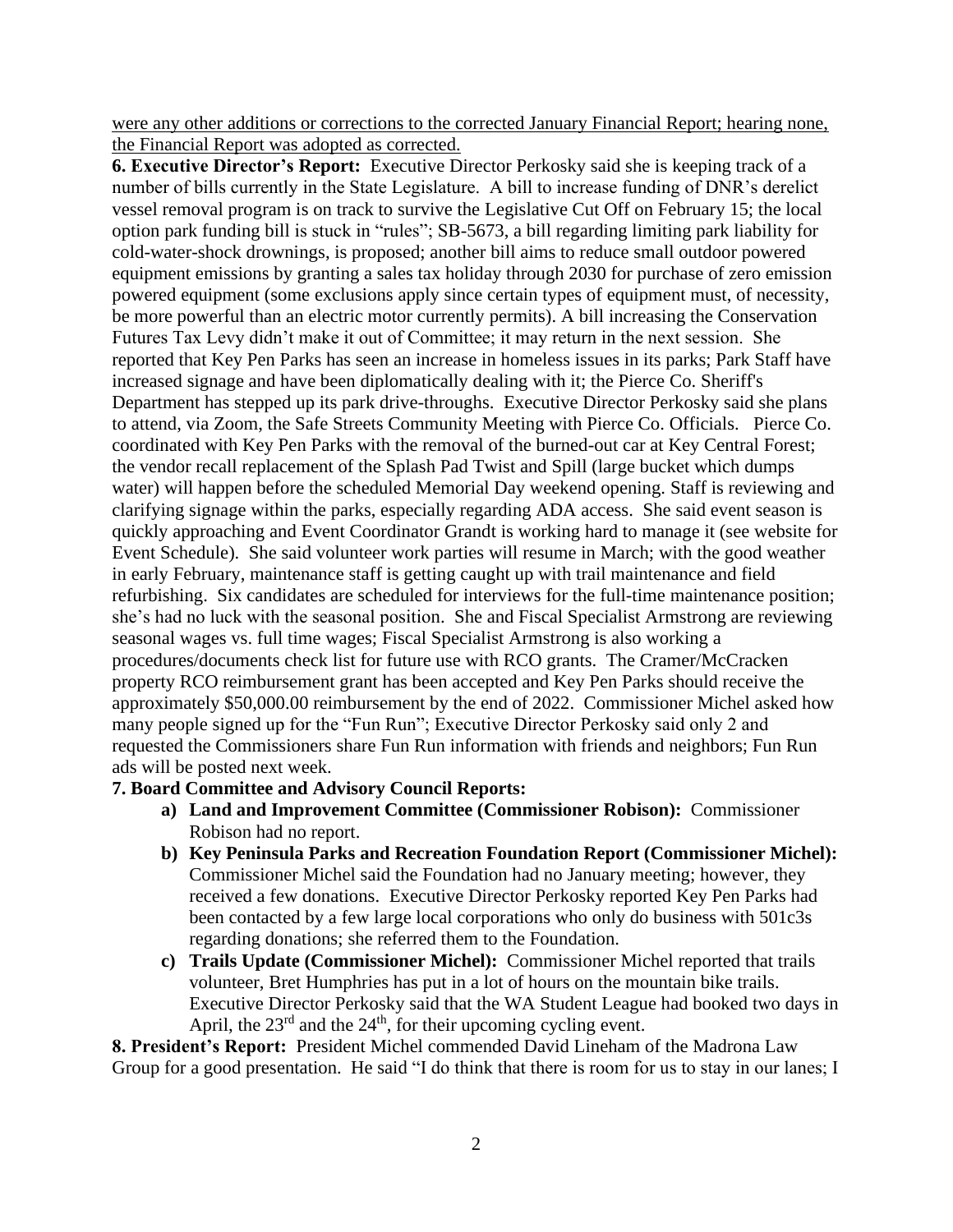were any other additions or corrections to the corrected January Financial Report; hearing none, the Financial Report was adopted as corrected.

**6. Executive Director's Report:** Executive Director Perkosky said she is keeping track of a number of bills currently in the State Legislature. A bill to increase funding of DNR's derelict vessel removal program is on track to survive the Legislative Cut Off on February 15; the local option park funding bill is stuck in "rules"; SB-5673, a bill regarding limiting park liability for cold-water-shock drownings, is proposed; another bill aims to reduce small outdoor powered equipment emissions by granting a sales tax holiday through 2030 for purchase of zero emission powered equipment (some exclusions apply since certain types of equipment must, of necessity, be more powerful than an electric motor currently permits). A bill increasing the Conservation Futures Tax Levy didn't make it out of Committee; it may return in the next session. She reported that Key Pen Parks has seen an increase in homeless issues in its parks; Park Staff have increased signage and have been diplomatically dealing with it; the Pierce Co. Sheriff's Department has stepped up its park drive-throughs. Executive Director Perkosky said she plans to attend, via Zoom, the Safe Streets Community Meeting with Pierce Co. Officials. Pierce Co. coordinated with Key Pen Parks with the removal of the burned-out car at Key Central Forest; the vendor recall replacement of the Splash Pad Twist and Spill (large bucket which dumps water) will happen before the scheduled Memorial Day weekend opening. Staff is reviewing and clarifying signage within the parks, especially regarding ADA access. She said event season is quickly approaching and Event Coordinator Grandt is working hard to manage it (see website for Event Schedule). She said volunteer work parties will resume in March; with the good weather in early February, maintenance staff is getting caught up with trail maintenance and field refurbishing. Six candidates are scheduled for interviews for the full-time maintenance position; she's had no luck with the seasonal position. She and Fiscal Specialist Armstrong are reviewing seasonal wages vs. full time wages; Fiscal Specialist Armstrong is also working a procedures/documents check list for future use with RCO grants. The Cramer/McCracken property RCO reimbursement grant has been accepted and Key Pen Parks should receive the approximately $50,000.00 reimbursement by the end of 2022. Commissioner Michel asked how many people signed up for the "Fun Run"; Executive Director Perkosky said only 2 and requested the Commissioners share Fun Run information with friends and neighbors; Fun Run ads will be posted next week.

**7. Board Committee and Advisory Council Reports:**

- **a) Land and Improvement Committee (Commissioner Robison):** Commissioner Robison had no report.
- **b) Key Peninsula Parks and Recreation Foundation Report (Commissioner Michel):** Commissioner Michel said the Foundation had no January meeting; however, they received a few donations. Executive Director Perkosky reported Key Pen Parks had been contacted by a few large local corporations who only do business with 501c3s regarding donations; she referred them to the Foundation.
- **c) Trails Update (Commissioner Michel):** Commissioner Michel reported that trails volunteer, Bret Humphries has put in a lot of hours on the mountain bike trails. Executive Director Perkosky said that the WA Student League had booked two days in April, the 23rd and the 24th, for their upcoming cycling event.

**8. President's Report:** President Michel commended David Lineham of the Madrona Law Group for a good presentation. He said "I do think that there is room for us to stay in our lanes; I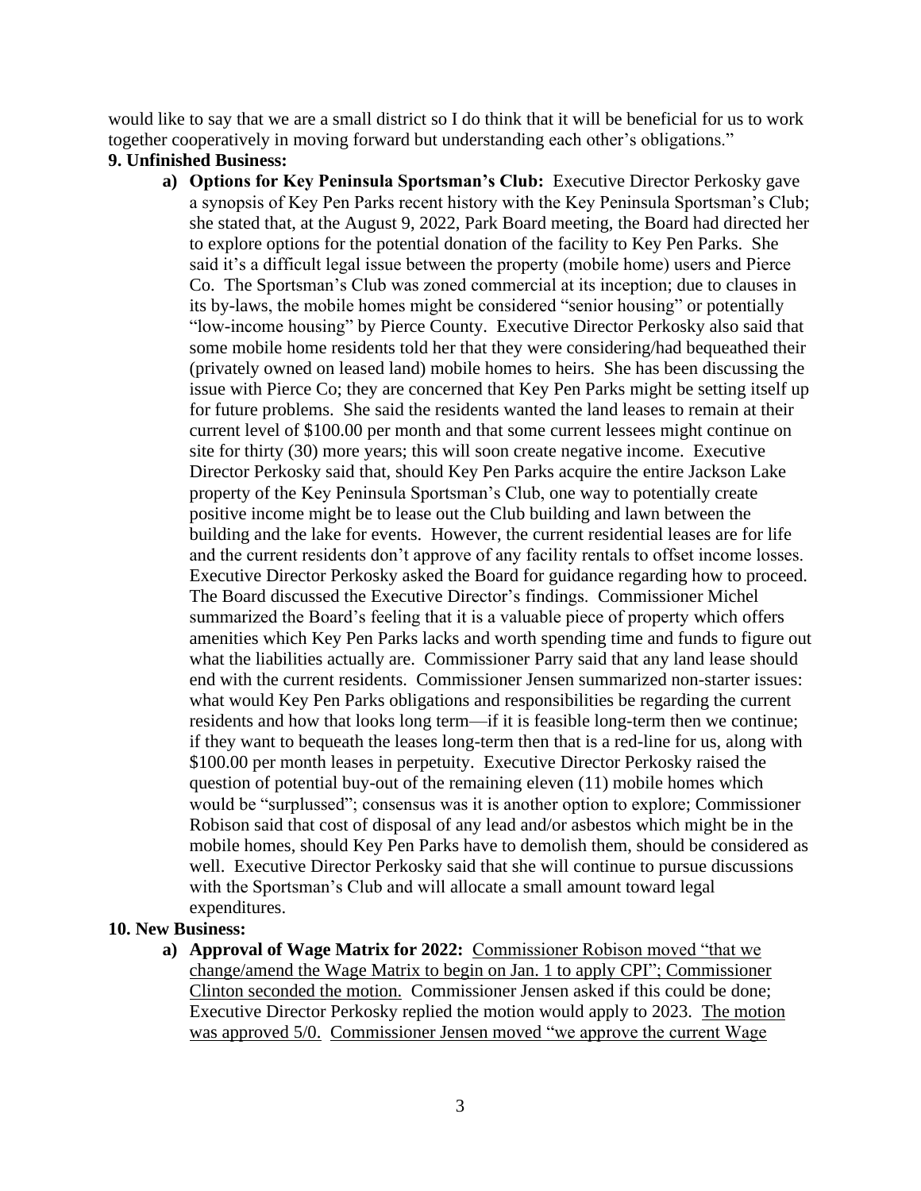would like to say that we are a small district so I do think that it will be beneficial for us to work together cooperatively in moving forward but understanding each other's obligations."

**9. Unfinished Business:**

a) **Options for Key Peninsula Sportsman's Club:** Executive Director Perkosky gave a synopsis of Key Pen Parks recent history with the Key Peninsula Sportsman's Club; she stated that, at the August 9, 2022, Park Board meeting, the Board had directed her to explore options for the potential donation of the facility to Key Pen Parks. She said it's a difficult legal issue between the property (mobile home) users and Pierce Co. The Sportsman's Club was zoned commercial at its inception; due to clauses in its by-laws, the mobile homes might be considered "senior housing" or potentially "low-income housing" by Pierce County. Executive Director Perkosky also said that some mobile home residents told her that they were considering/had bequeathed their (privately owned on leased land) mobile homes to heirs. She has been discussing the issue with Pierce Co; they are concerned that Key Pen Parks might be setting itself up for future problems. She said the residents wanted the land leases to remain at their current level of $100.00 per month and that some current lessees might continue on site for thirty (30) more years; this will soon create negative income. Executive Director Perkosky said that, should Key Pen Parks acquire the entire Jackson Lake property of the Key Peninsula Sportsman's Club, one way to potentially create positive income might be to lease out the Club building and lawn between the building and the lake for events. However, the current residential leases are for life and the current residents don't approve of any facility rentals to offset income losses. Executive Director Perkosky asked the Board for guidance regarding how to proceed. The Board discussed the Executive Director's findings. Commissioner Michel summarized the Board's feeling that it is a valuable piece of property which offers amenities which Key Pen Parks lacks and worth spending time and funds to figure out what the liabilities actually are. Commissioner Parry said that any land lease should end with the current residents. Commissioner Jensen summarized non-starter issues: what would Key Pen Parks obligations and responsibilities be regarding the current residents and how that looks long term—if it is feasible long-term then we continue; if they want to bequeath the leases long-term then that is a red-line for us, along with $100.00 per month leases in perpetuity. Executive Director Perkosky raised the question of potential buy-out of the remaining eleven (11) mobile homes which would be "surplussed"; consensus was it is another option to explore; Commissioner Robison said that cost of disposal of any lead and/or asbestos which might be in the mobile homes, should Key Pen Parks have to demolish them, should be considered as well. Executive Director Perkosky said that she will continue to pursue discussions with the Sportsman's Club and will allocate a small amount toward legal expenditures.

**10. New Business:**

a) **Approval of Wage Matrix for 2022:** <u>Commissioner Robison moved "that we change/amend the Wage Matrix to begin on Jan. 1 to apply CPI"; Commissioner Clinton seconded the motion.</u> Commissioner Jensen asked if this could be done; Executive Director Perkosky replied the motion would apply to 2023. <u>The motion was approved 5/0.</u> <u>Commissioner Jensen moved "we approve the current Wage</u>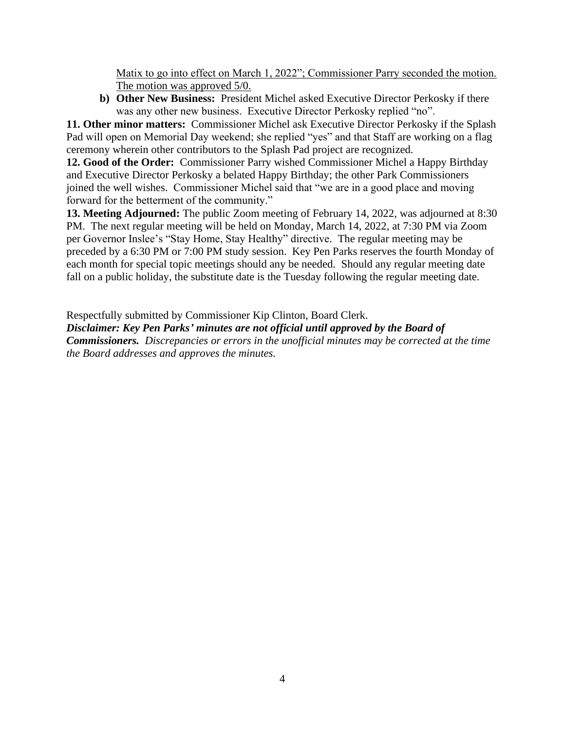Matix to go into effect on March 1, 2022"; Commissioner Parry seconded the motion. The motion was approved 5/0.

**b) Other New Business:** President Michel asked Executive Director Perkosky if there was any other new business. Executive Director Perkosky replied "no".

**11. Other minor matters:** Commissioner Michel ask Executive Director Perkosky if the Splash Pad will open on Memorial Day weekend; she replied "yes" and that Staff are working on a flag ceremony wherein other contributors to the Splash Pad project are recognized.

**12. Good of the Order:** Commissioner Parry wished Commissioner Michel a Happy Birthday and Executive Director Perkosky a belated Happy Birthday; the other Park Commissioners joined the well wishes. Commissioner Michel said that "we are in a good place and moving forward for the betterment of the community."

**13. Meeting Adjourned:** The public Zoom meeting of February 14, 2022, was adjourned at 8:30 PM. The next regular meeting will be held on Monday, March 14, 2022, at 7:30 PM via Zoom per Governor Inslee's "Stay Home, Stay Healthy" directive. The regular meeting may be preceded by a 6:30 PM or 7:00 PM study session. Key Pen Parks reserves the fourth Monday of each month for special topic meetings should any be needed. Should any regular meeting date fall on a public holiday, the substitute date is the Tuesday following the regular meeting date.

Respectfully submitted by Commissioner Kip Clinton, Board Clerk.

***Disclaimer: Key Pen Parks' minutes are not official until approved by the Board of Commissioners.*** *Discrepancies or errors in the unofficial minutes may be corrected at the time the Board addresses and approves the minutes.*